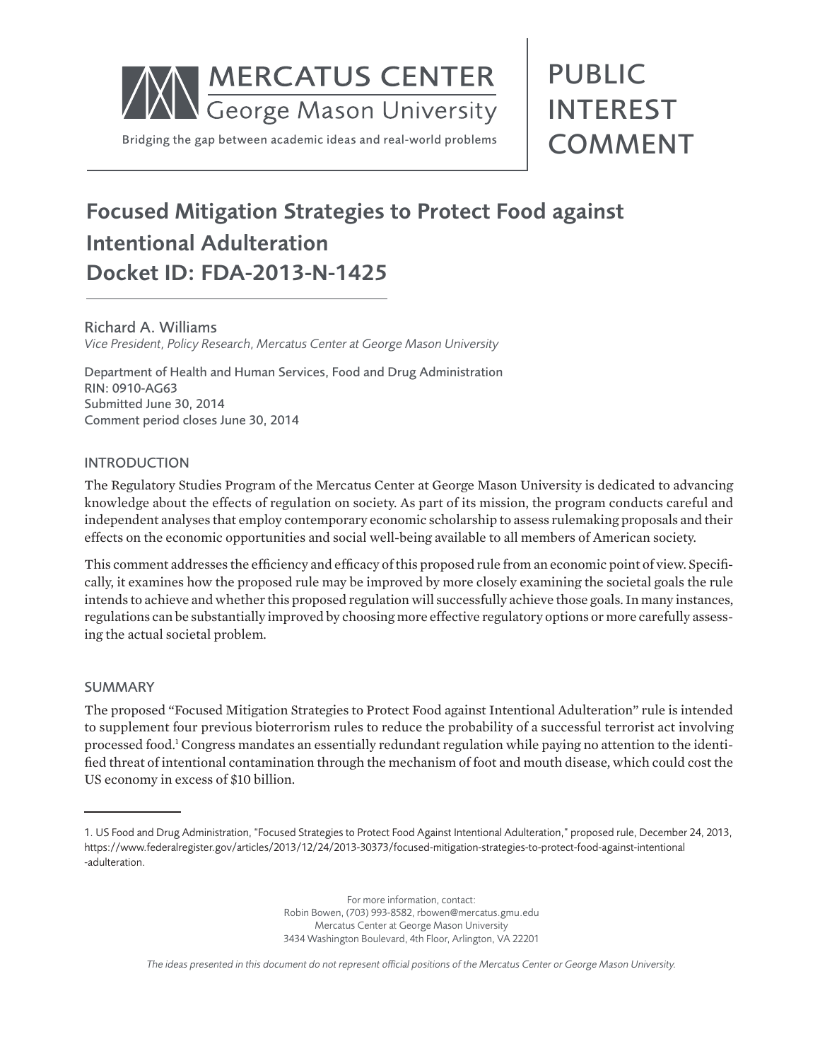MERCATUS CENTER
George Mason University

Bridging the gap between academic ideas and real-world problems

PUBLIC INTEREST COMMENT

# Focused Mitigation Strategies to Protect Food against Intentional Adulteration
# Docket ID: FDA-2013-N-1425

Richard A. Williams
*Vice President, Policy Research, Mercatus Center at George Mason University*

Department of Health and Human Services, Food and Drug Administration
RIN: 0910-AG63
Submitted June 30, 2014
Comment period closes June 30, 2014

## INTRODUCTION

The Regulatory Studies Program of the Mercatus Center at George Mason University is dedicated to advancing knowledge about the effects of regulation on society. As part of its mission, the program conducts careful and independent analyses that employ contemporary economic scholarship to assess rulemaking proposals and their effects on the economic opportunities and social well-being available to all members of American society.

This comment addresses the efficiency and efficacy of this proposed rule from an economic point of view. Specifically, it examines how the proposed rule may be improved by more closely examining the societal goals the rule intends to achieve and whether this proposed regulation will successfully achieve those goals. In many instances, regulations can be substantially improved by choosing more effective regulatory options or more carefully assessing the actual societal problem.

## SUMMARY

The proposed "Focused Mitigation Strategies to Protect Food against Intentional Adulteration" rule is intended to supplement four previous bioterrorism rules to reduce the probability of a successful terrorist act involving processed food.[1] Congress mandates an essentially redundant regulation while paying no attention to the identified threat of intentional contamination through the mechanism of foot and mouth disease, which could cost the US economy in excess of $10 billion.

---

1. US Food and Drug Administration, "Focused Strategies to Protect Food Against Intentional Adulteration," proposed rule, December 24, 2013, https://www.federalregister.gov/articles/2013/12/24/2013-30373/focused-mitigation-strategies-to-protect-food-against-intentional-adulteration.

For more information, contact:
Robin Bowen, (703) 993-8582, rbowen@mercatus.gmu.edu
Mercatus Center at George Mason University
3434 Washington Boulevard, 4th Floor, Arlington, VA 22201

*The ideas presented in this document do not represent official positions of the Mercatus Center or George Mason University.*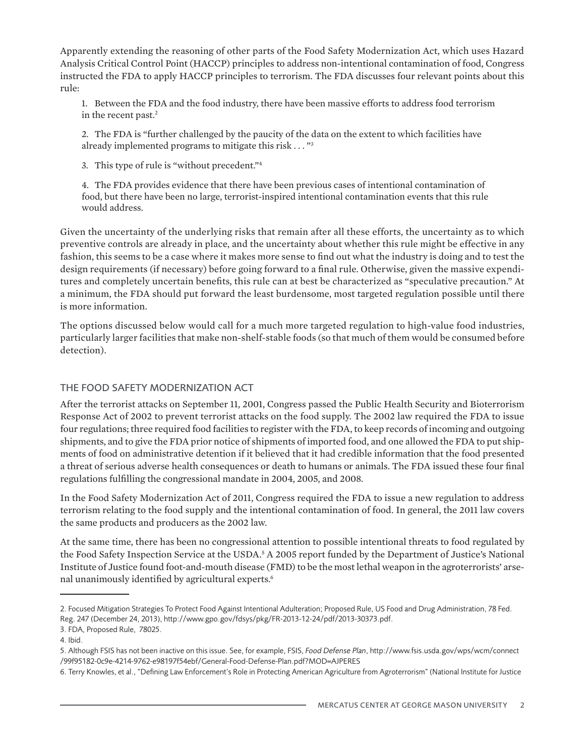Apparently extending the reasoning of other parts of the Food Safety Modernization Act, which uses Hazard Analysis Critical Control Point (HACCP) principles to address non-intentional contamination of food, Congress instructed the FDA to apply HACCP principles to terrorism. The FDA discusses four relevant points about this rule:

1. Between the FDA and the food industry, there have been massive efforts to address food terrorism in the recent past.[2]

2. The FDA is "further challenged by the paucity of the data on the extent to which facilities have already implemented programs to mitigate this risk . . ."[3]

3. This type of rule is "without precedent."[4]

4. The FDA provides evidence that there have been previous cases of intentional contamination of food, but there have been no large, terrorist-inspired intentional contamination events that this rule would address.

Given the uncertainty of the underlying risks that remain after all these efforts, the uncertainty as to which preventive controls are already in place, and the uncertainty about whether this rule might be effective in any fashion, this seems to be a case where it makes more sense to find out what the industry is doing and to test the design requirements (if necessary) before going forward to a final rule. Otherwise, given the massive expenditures and completely uncertain benefits, this rule can at best be characterized as "speculative precaution." At a minimum, the FDA should put forward the least burdensome, most targeted regulation possible until there is more information.

The options discussed below would call for a much more targeted regulation to high-value food industries, particularly larger facilities that make non-shelf-stable foods (so that much of them would be consumed before detection).

## THE FOOD SAFETY MODERNIZATION ACT

After the terrorist attacks on September 11, 2001, Congress passed the Public Health Security and Bioterrorism Response Act of 2002 to prevent terrorist attacks on the food supply. The 2002 law required the FDA to issue four regulations; three required food facilities to register with the FDA, to keep records of incoming and outgoing shipments, and to give the FDA prior notice of shipments of imported food, and one allowed the FDA to put shipments of food on administrative detention if it believed that it had credible information that the food presented a threat of serious adverse health consequences or death to humans or animals. The FDA issued these four final regulations fulfilling the congressional mandate in 2004, 2005, and 2008.

In the Food Safety Modernization Act of 2011, Congress required the FDA to issue a new regulation to address terrorism relating to the food supply and the intentional contamination of food. In general, the 2011 law covers the same products and producers as the 2002 law.

At the same time, there has been no congressional attention to possible intentional threats to food regulated by the Food Safety Inspection Service at the USDA.[5] A 2005 report funded by the Department of Justice's National Institute of Justice found foot-and-mouth disease (FMD) to be the most lethal weapon in the agroterrorists' arsenal unanimously identified by agricultural experts.[6]

---

2. Focused Mitigation Strategies To Protect Food Against Intentional Adulteration; Proposed Rule, US Food and Drug Administration, 78 Fed. Reg. 247 (December 24, 2013), http://www.gpo.gov/fdsys/pkg/FR-2013-12-24/pdf/2013-30373.pdf.

3. FDA, Proposed Rule, 78025.

4. Ibid.

5. Although FSIS has not been inactive on this issue. See, for example, FSIS, *Food Defense Plan*, http://www.fsis.usda.gov/wps/wcm/connect/99f95182-0c9e-4214-9762-e98197f54ebf/General-Food-Defense-Plan.pdf?MOD=AJPERES

6. Terry Knowles, et al., "Defining Law Enforcement's Role in Protecting American Agriculture from Agroterrorism" (National Institute for Justice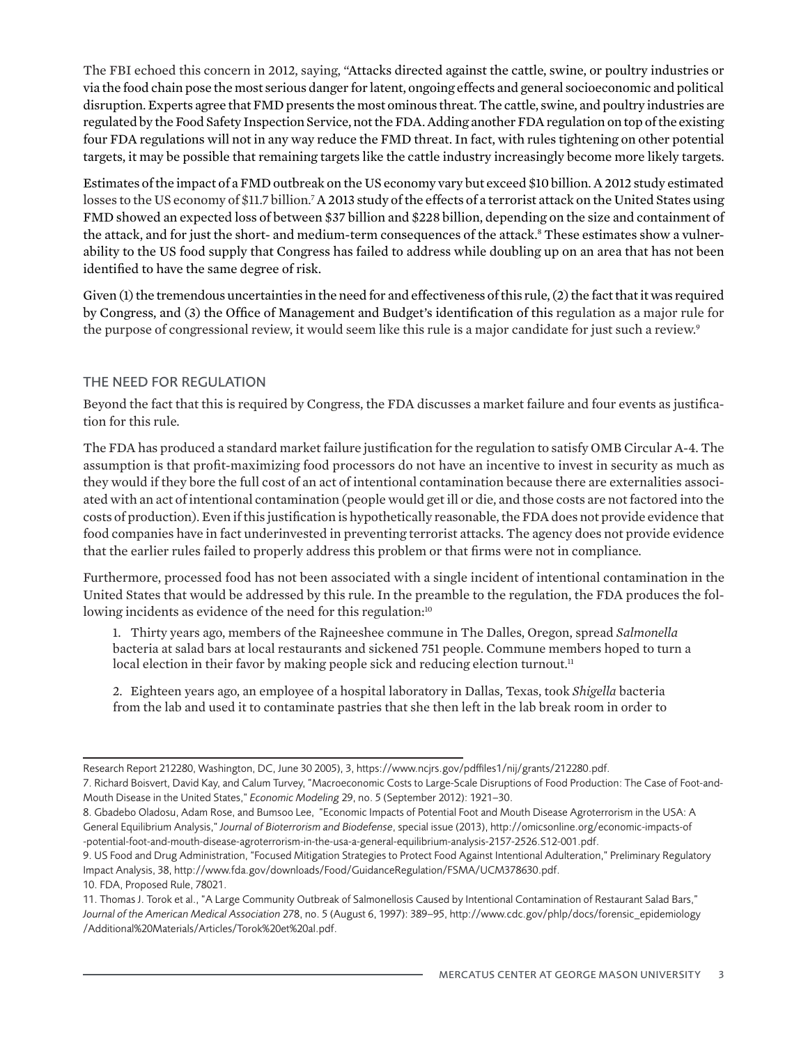The FBI echoed this concern in 2012, saying, "Attacks directed against the cattle, swine, or poultry industries or via the food chain pose the most serious danger for latent, ongoing effects and general socioeconomic and political disruption. Experts agree that FMD presents the most ominous threat. The cattle, swine, and poultry industries are regulated by the Food Safety Inspection Service, not the FDA. Adding another FDA regulation on top of the existing four FDA regulations will not in any way reduce the FMD threat. In fact, with rules tightening on other potential targets, it may be possible that remaining targets like the cattle industry increasingly become more likely targets.

Estimates of the impact of a FMD outbreak on the US economy vary but exceed $10 billion. A 2012 study estimated losses to the US economy of $11.7 billion.[7] A 2013 study of the effects of a terrorist attack on the United States using FMD showed an expected loss of between $37 billion and $228 billion, depending on the size and containment of the attack, and for just the short- and medium-term consequences of the attack.[8] These estimates show a vulnerability to the US food supply that Congress has failed to address while doubling up on an area that has not been identified to have the same degree of risk.

Given (1) the tremendous uncertainties in the need for and effectiveness of this rule, (2) the fact that it was required by Congress, and (3) the Office of Management and Budget's identification of this regulation as a major rule for the purpose of congressional review, it would seem like this rule is a major candidate for just such a review.[9]

## THE NEED FOR REGULATION

Beyond the fact that this is required by Congress, the FDA discusses a market failure and four events as justification for this rule.

The FDA has produced a standard market failure justification for the regulation to satisfy OMB Circular A-4. The assumption is that profit-maximizing food processors do not have an incentive to invest in security as much as they would if they bore the full cost of an act of intentional contamination because there are externalities associated with an act of intentional contamination (people would get ill or die, and those costs are not factored into the costs of production). Even if this justification is hypothetically reasonable, the FDA does not provide evidence that food companies have in fact underinvested in preventing terrorist attacks. The agency does not provide evidence that the earlier rules failed to properly address this problem or that firms were not in compliance.

Furthermore, processed food has not been associated with a single incident of intentional contamination in the United States that would be addressed by this rule. In the preamble to the regulation, the FDA produces the following incidents as evidence of the need for this regulation:[10]

1. Thirty years ago, members of the Rajneeshee commune in The Dalles, Oregon, spread *Salmonella* bacteria at salad bars at local restaurants and sickened 751 people. Commune members hoped to turn a local election in their favor by making people sick and reducing election turnout.[11]

2. Eighteen years ago, an employee of a hospital laboratory in Dallas, Texas, took *Shigella* bacteria from the lab and used it to contaminate pastries that she then left in the lab break room in order to

---

Research Report 212280, Washington, DC, June 30 2005), 3, https://www.ncjrs.gov/pdffiles1/nij/grants/212280.pdf.

7. Richard Boisvert, David Kay, and Calum Turvey, "Macroeconomic Costs to Large-Scale Disruptions of Food Production: The Case of Foot-and-Mouth Disease in the United States," *Economic Modeling* 29, no. 5 (September 2012): 1921–30.

8. Gbadebo Oladosu, Adam Rose, and Bumsoo Lee, "Economic Impacts of Potential Foot and Mouth Disease Agroterrorism in the USA: A General Equilibrium Analysis," *Journal of Bioterrorism and Biodefense*, special issue (2013), http://omicsonline.org/economic-impacts-of-potential-foot-and-mouth-disease-agroterrorism-in-the-usa-a-general-equilibrium-analysis-2157-2526.S12-001.pdf.

9. US Food and Drug Administration, "Focused Mitigation Strategies to Protect Food Against Intentional Adulteration," Preliminary Regulatory Impact Analysis, 38, http://www.fda.gov/downloads/Food/GuidanceRegulation/FSMA/UCM378630.pdf.

10. FDA, Proposed Rule, 78021.

11. Thomas J. Torok et al., "A Large Community Outbreak of Salmonellosis Caused by Intentional Contamination of Restaurant Salad Bars," *Journal of the American Medical Association* 278, no. 5 (August 6, 1997): 389–95, http://www.cdc.gov/phlp/docs/forensic_epidemiology/Additional%20Materials/Articles/Torok%20et%20al.pdf.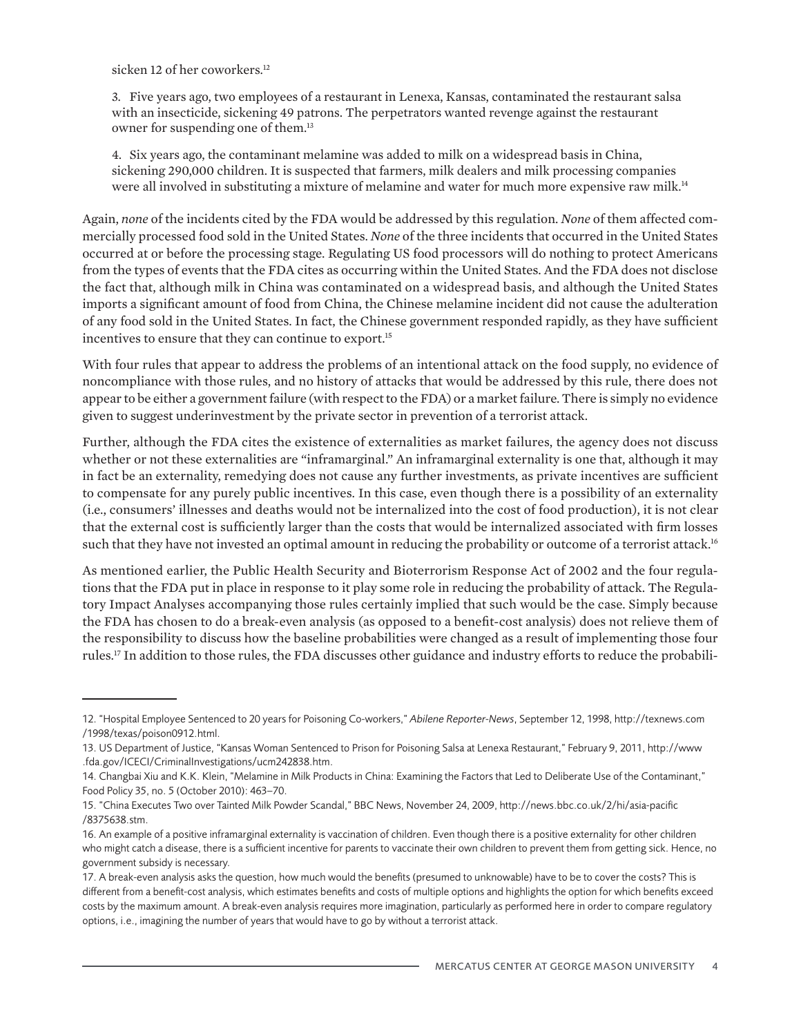sicken 12 of her coworkers.[12]

3. Five years ago, two employees of a restaurant in Lenexa, Kansas, contaminated the restaurant salsa with an insecticide, sickening 49 patrons. The perpetrators wanted revenge against the restaurant owner for suspending one of them.[13]

4. Six years ago, the contaminant melamine was added to milk on a widespread basis in China, sickening 290,000 children. It is suspected that farmers, milk dealers and milk processing companies were all involved in substituting a mixture of melamine and water for much more expensive raw milk.[14]

Again, *none* of the incidents cited by the FDA would be addressed by this regulation. *None* of them affected commercially processed food sold in the United States. *None* of the three incidents that occurred in the United States occurred at or before the processing stage. Regulating US food processors will do nothing to protect Americans from the types of events that the FDA cites as occurring within the United States. And the FDA does not disclose the fact that, although milk in China was contaminated on a widespread basis, and although the United States imports a significant amount of food from China, the Chinese melamine incident did not cause the adulteration of any food sold in the United States. In fact, the Chinese government responded rapidly, as they have sufficient incentives to ensure that they can continue to export.[15]

With four rules that appear to address the problems of an intentional attack on the food supply, no evidence of noncompliance with those rules, and no history of attacks that would be addressed by this rule, there does not appear to be either a government failure (with respect to the FDA) or a market failure. There is simply no evidence given to suggest underinvestment by the private sector in prevention of a terrorist attack.

Further, although the FDA cites the existence of externalities as market failures, the agency does not discuss whether or not these externalities are "inframarginal." An inframarginal externality is one that, although it may in fact be an externality, remedying does not cause any further investments, as private incentives are sufficient to compensate for any purely public incentives. In this case, even though there is a possibility of an externality (i.e., consumers' illnesses and deaths would not be internalized into the cost of food production), it is not clear that the external cost is sufficiently larger than the costs that would be internalized associated with firm losses such that they have not invested an optimal amount in reducing the probability or outcome of a terrorist attack.[16]

As mentioned earlier, the Public Health Security and Bioterrorism Response Act of 2002 and the four regulations that the FDA put in place in response to it play some role in reducing the probability of attack. The Regulatory Impact Analyses accompanying those rules certainly implied that such would be the case. Simply because the FDA has chosen to do a break-even analysis (as opposed to a benefit-cost analysis) does not relieve them of the responsibility to discuss how the baseline probabilities were changed as a result of implementing those four rules.[17] In addition to those rules, the FDA discusses other guidance and industry efforts to reduce the probabili-

---

12. "Hospital Employee Sentenced to 20 years for Poisoning Co-workers," *Abilene Reporter-News*, September 12, 1998, http://texnews.com/1998/texas/poison0912.html.

13. US Department of Justice, "Kansas Woman Sentenced to Prison for Poisoning Salsa at Lenexa Restaurant," February 9, 2011, http://www.fda.gov/ICECI/CriminalInvestigations/ucm242838.htm.

14. Changbai Xiu and K.K. Klein, "Melamine in Milk Products in China: Examining the Factors that Led to Deliberate Use of the Contaminant," Food Policy 35, no. 5 (October 2010): 463–70.

15. "China Executes Two over Tainted Milk Powder Scandal," BBC News, November 24, 2009, http://news.bbc.co.uk/2/hi/asia-pacific/8375638.stm.

16. An example of a positive inframarginal externality is vaccination of children. Even though there is a positive externality for other children who might catch a disease, there is a sufficient incentive for parents to vaccinate their own children to prevent them from getting sick. Hence, no government subsidy is necessary.

17. A break-even analysis asks the question, how much would the benefits (presumed to unknowable) have to be to cover the costs? This is different from a benefit-cost analysis, which estimates benefits and costs of multiple options and highlights the option for which benefits exceed costs by the maximum amount. A break-even analysis requires more imagination, particularly as performed here in order to compare regulatory options, i.e., imagining the number of years that would have to go by without a terrorist attack.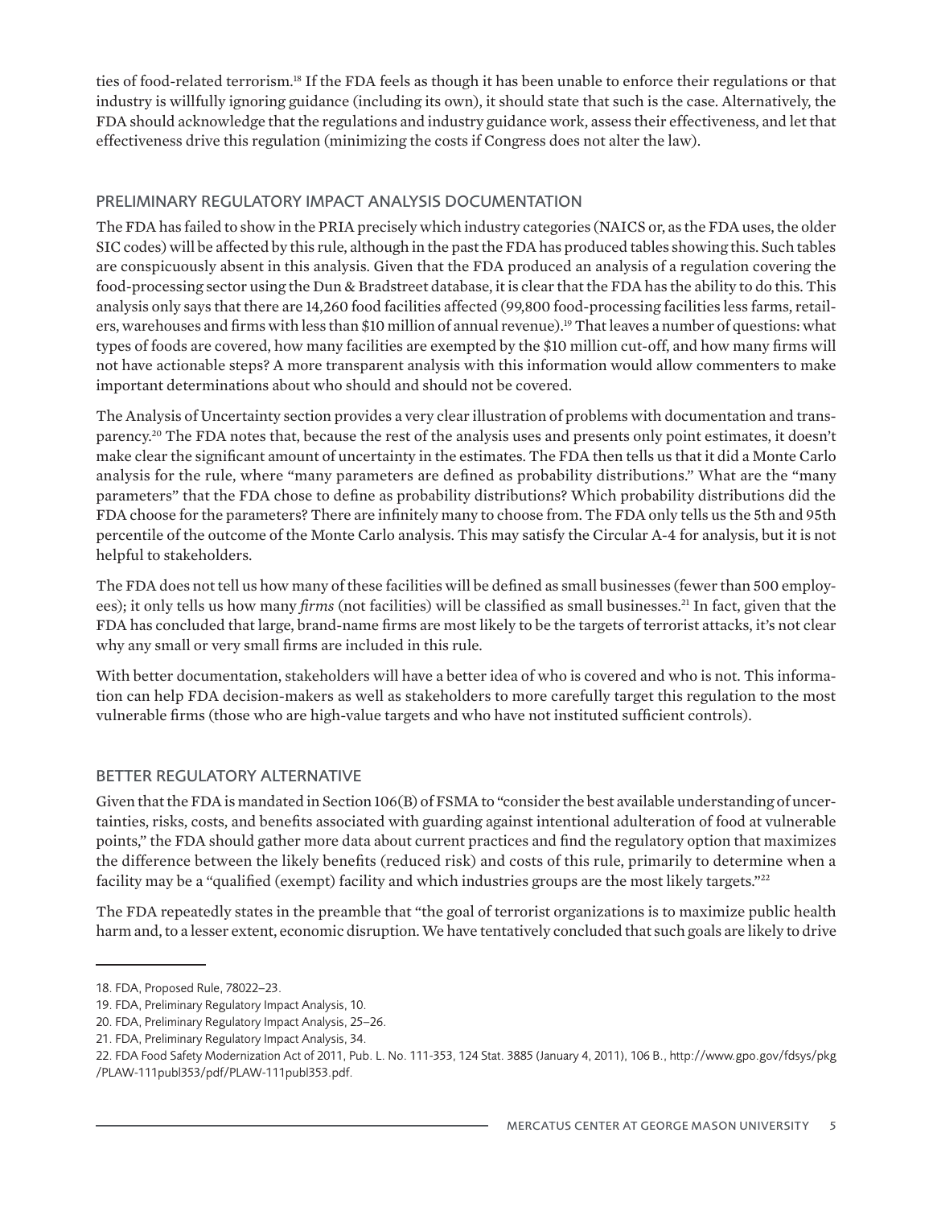ties of food-related terrorism.[18] If the FDA feels as though it has been unable to enforce their regulations or that industry is willfully ignoring guidance (including its own), it should state that such is the case. Alternatively, the FDA should acknowledge that the regulations and industry guidance work, assess their effectiveness, and let that effectiveness drive this regulation (minimizing the costs if Congress does not alter the law).

## PRELIMINARY REGULATORY IMPACT ANALYSIS DOCUMENTATION

The FDA has failed to show in the PRIA precisely which industry categories (NAICS or, as the FDA uses, the older SIC codes) will be affected by this rule, although in the past the FDA has produced tables showing this. Such tables are conspicuously absent in this analysis. Given that the FDA produced an analysis of a regulation covering the food-processing sector using the Dun & Bradstreet database, it is clear that the FDA has the ability to do this. This analysis only says that there are 14,260 food facilities affected (99,800 food-processing facilities less farms, retailers, warehouses and firms with less than $10 million of annual revenue).[19] That leaves a number of questions: what types of foods are covered, how many facilities are exempted by the $10 million cut-off, and how many firms will not have actionable steps? A more transparent analysis with this information would allow commenters to make important determinations about who should and should not be covered.

The Analysis of Uncertainty section provides a very clear illustration of problems with documentation and transparency.[20] The FDA notes that, because the rest of the analysis uses and presents only point estimates, it doesn't make clear the significant amount of uncertainty in the estimates. The FDA then tells us that it did a Monte Carlo analysis for the rule, where "many parameters are defined as probability distributions." What are the "many parameters" that the FDA chose to define as probability distributions? Which probability distributions did the FDA choose for the parameters? There are infinitely many to choose from. The FDA only tells us the 5th and 95th percentile of the outcome of the Monte Carlo analysis. This may satisfy the Circular A-4 for analysis, but it is not helpful to stakeholders.

The FDA does not tell us how many of these facilities will be defined as small businesses (fewer than 500 employees); it only tells us how many *firms* (not facilities) will be classified as small businesses.[21] In fact, given that the FDA has concluded that large, brand-name firms are most likely to be the targets of terrorist attacks, it's not clear why any small or very small firms are included in this rule.

With better documentation, stakeholders will have a better idea of who is covered and who is not. This information can help FDA decision-makers as well as stakeholders to more carefully target this regulation to the most vulnerable firms (those who are high-value targets and who have not instituted sufficient controls).

## BETTER REGULATORY ALTERNATIVE

Given that the FDA is mandated in Section 106(B) of FSMA to "consider the best available understanding of uncertainties, risks, costs, and benefits associated with guarding against intentional adulteration of food at vulnerable points," the FDA should gather more data about current practices and find the regulatory option that maximizes the difference between the likely benefits (reduced risk) and costs of this rule, primarily to determine when a facility may be a "qualified (exempt) facility and which industries groups are the most likely targets."[22]

The FDA repeatedly states in the preamble that "the goal of terrorist organizations is to maximize public health harm and, to a lesser extent, economic disruption. We have tentatively concluded that such goals are likely to drive

---

18. FDA, Proposed Rule, 78022–23.
19. FDA, Preliminary Regulatory Impact Analysis, 10.
20. FDA, Preliminary Regulatory Impact Analysis, 25–26.
21. FDA, Preliminary Regulatory Impact Analysis, 34.
22. FDA Food Safety Modernization Act of 2011, Pub. L. No. 111-353, 124 Stat. 3885 (January 4, 2011), 106 B., http://www.gpo.gov/fdsys/pkg/PLAW-111publ353/pdf/PLAW-111publ353.pdf.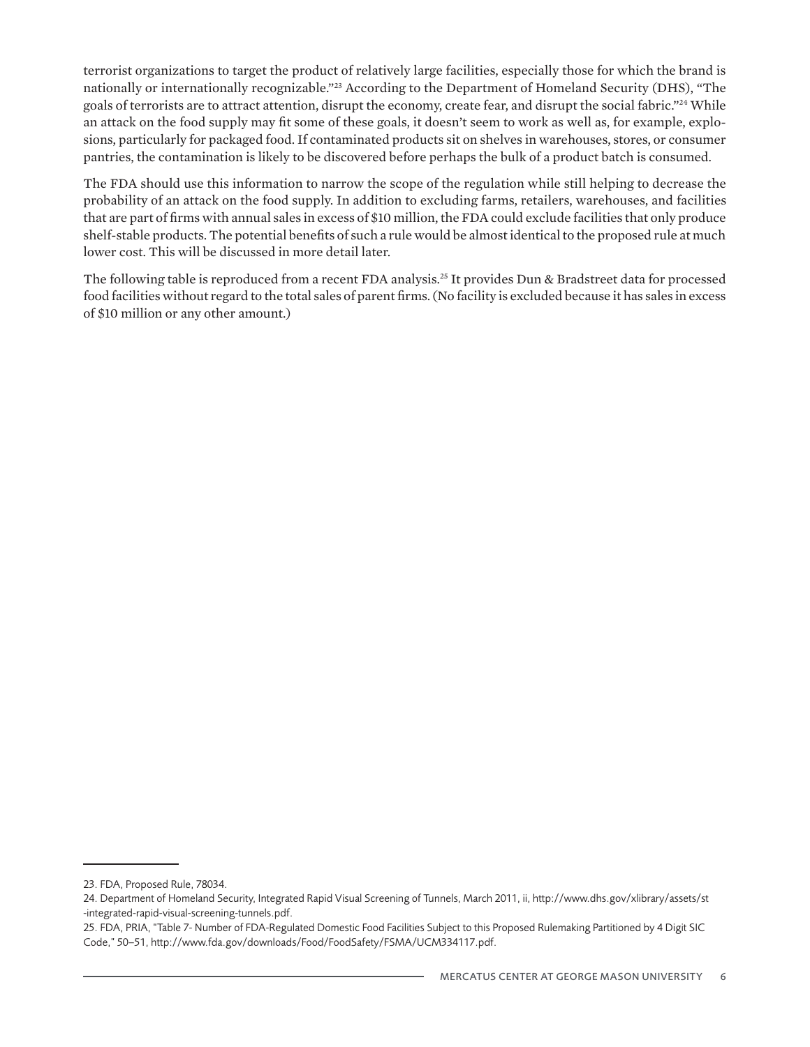terrorist organizations to target the product of relatively large facilities, especially those for which the brand is nationally or internationally recognizable."[23] According to the Department of Homeland Security (DHS), "The goals of terrorists are to attract attention, disrupt the economy, create fear, and disrupt the social fabric."[24] While an attack on the food supply may fit some of these goals, it doesn't seem to work as well as, for example, explosions, particularly for packaged food. If contaminated products sit on shelves in warehouses, stores, or consumer pantries, the contamination is likely to be discovered before perhaps the bulk of a product batch is consumed.

The FDA should use this information to narrow the scope of the regulation while still helping to decrease the probability of an attack on the food supply. In addition to excluding farms, retailers, warehouses, and facilities that are part of firms with annual sales in excess of $10 million, the FDA could exclude facilities that only produce shelf-stable products. The potential benefits of such a rule would be almost identical to the proposed rule at much lower cost. This will be discussed in more detail later.

The following table is reproduced from a recent FDA analysis.[25] It provides Dun & Bradstreet data for processed food facilities without regard to the total sales of parent firms. (No facility is excluded because it has sales in excess of $10 million or any other amount.)

---

23. FDA, Proposed Rule, 78034.

24. Department of Homeland Security, Integrated Rapid Visual Screening of Tunnels, March 2011, ii, http://www.dhs.gov/xlibrary/assets/st-integrated-rapid-visual-screening-tunnels.pdf.

25. FDA, PRIA, "Table 7- Number of FDA-Regulated Domestic Food Facilities Subject to this Proposed Rulemaking Partitioned by 4 Digit SIC Code," 50–51, http://www.fda.gov/downloads/Food/FoodSafety/FSMA/UCM334117.pdf.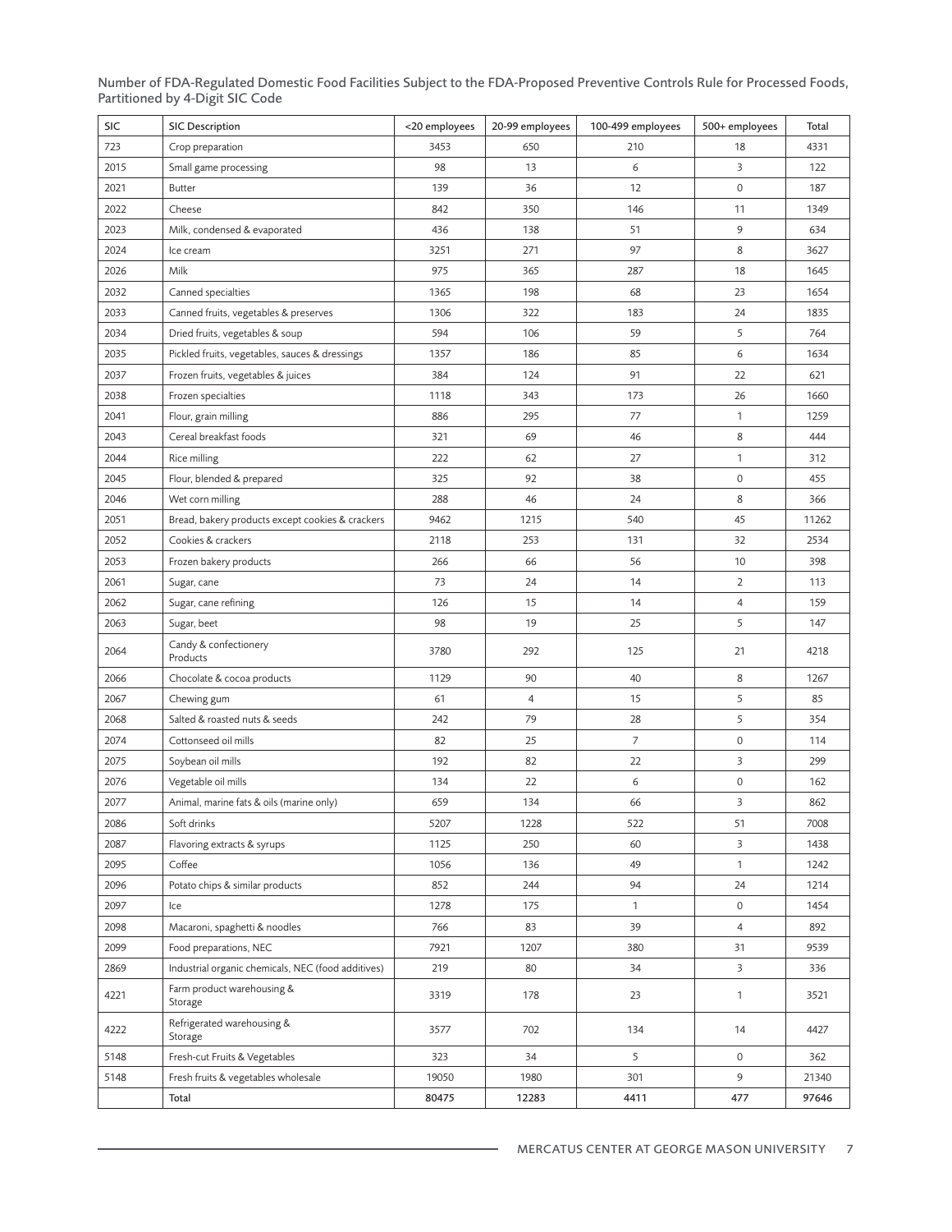Number of FDA-Regulated Domestic Food Facilities Subject to the FDA-Proposed Preventive Controls Rule for Processed Foods, Partitioned by 4-Digit SIC Code

| SIC | SIC Description | <20 employees | 20-99 employees | 100-499 employees | 500+ employees | Total |
|---|---|---|---|---|---|---|
| 723 | Crop preparation | 3453 | 650 | 210 | 18 | 4331 |
| 2015 | Small game processing | 98 | 13 | 6 | 3 | 122 |
| 2021 | Butter | 139 | 36 | 12 | 0 | 187 |
| 2022 | Cheese | 842 | 350 | 146 | 11 | 1349 |
| 2023 | Milk, condensed & evaporated | 436 | 138 | 51 | 9 | 634 |
| 2024 | Ice cream | 3251 | 271 | 97 | 8 | 3627 |
| 2026 | Milk | 975 | 365 | 287 | 18 | 1645 |
| 2032 | Canned specialties | 1365 | 198 | 68 | 23 | 1654 |
| 2033 | Canned fruits, vegetables & preserves | 1306 | 322 | 183 | 24 | 1835 |
| 2034 | Dried fruits, vegetables & soup | 594 | 106 | 59 | 5 | 764 |
| 2035 | Pickled fruits, vegetables, sauces & dressings | 1357 | 186 | 85 | 6 | 1634 |
| 2037 | Frozen fruits, vegetables & juices | 384 | 124 | 91 | 22 | 621 |
| 2038 | Frozen specialties | 1118 | 343 | 173 | 26 | 1660 |
| 2041 | Flour, grain milling | 886 | 295 | 77 | 1 | 1259 |
| 2043 | Cereal breakfast foods | 321 | 69 | 46 | 8 | 444 |
| 2044 | Rice milling | 222 | 62 | 27 | 1 | 312 |
| 2045 | Flour, blended & prepared | 325 | 92 | 38 | 0 | 455 |
| 2046 | Wet corn milling | 288 | 46 | 24 | 8 | 366 |
| 2051 | Bread, bakery products except cookies & crackers | 9462 | 1215 | 540 | 45 | 11262 |
| 2052 | Cookies & crackers | 2118 | 253 | 131 | 32 | 2534 |
| 2053 | Frozen bakery products | 266 | 66 | 56 | 10 | 398 |
| 2061 | Sugar, cane | 73 | 24 | 14 | 2 | 113 |
| 2062 | Sugar, cane refining | 126 | 15 | 14 | 4 | 159 |
| 2063 | Sugar, beet | 98 | 19 | 25 | 5 | 147 |
| 2064 | Candy & confectionery Products | 3780 | 292 | 125 | 21 | 4218 |
| 2066 | Chocolate & cocoa products | 1129 | 90 | 40 | 8 | 1267 |
| 2067 | Chewing gum | 61 | 4 | 15 | 5 | 85 |
| 2068 | Salted & roasted nuts & seeds | 242 | 79 | 28 | 5 | 354 |
| 2074 | Cottonseed oil mills | 82 | 25 | 7 | 0 | 114 |
| 2075 | Soybean oil mills | 192 | 82 | 22 | 3 | 299 |
| 2076 | Vegetable oil mills | 134 | 22 | 6 | 0 | 162 |
| 2077 | Animal, marine fats & oils (marine only) | 659 | 134 | 66 | 3 | 862 |
| 2086 | Soft drinks | 5207 | 1228 | 522 | 51 | 7008 |
| 2087 | Flavoring extracts & syrups | 1125 | 250 | 60 | 3 | 1438 |
| 2095 | Coffee | 1056 | 136 | 49 | 1 | 1242 |
| 2096 | Potato chips & similar products | 852 | 244 | 94 | 24 | 1214 |
| 2097 | Ice | 1278 | 175 | 1 | 0 | 1454 |
| 2098 | Macaroni, spaghetti & noodles | 766 | 83 | 39 | 4 | 892 |
| 2099 | Food preparations, NEC | 7921 | 1207 | 380 | 31 | 9539 |
| 2869 | Industrial organic chemicals, NEC (food additives) | 219 | 80 | 34 | 3 | 336 |
| 4221 | Farm product warehousing & Storage | 3319 | 178 | 23 | 1 | 3521 |
| 4222 | Refrigerated warehousing & Storage | 3577 | 702 | 134 | 14 | 4427 |
| 5148 | Fresh-cut Fruits & Vegetables | 323 | 34 | 5 | 0 | 362 |
| 5148 | Fresh fruits & vegetables wholesale | 19050 | 1980 | 301 | 9 | 21340 |
| | Total | 80475 | 12283 | 4411 | 477 | 97646 |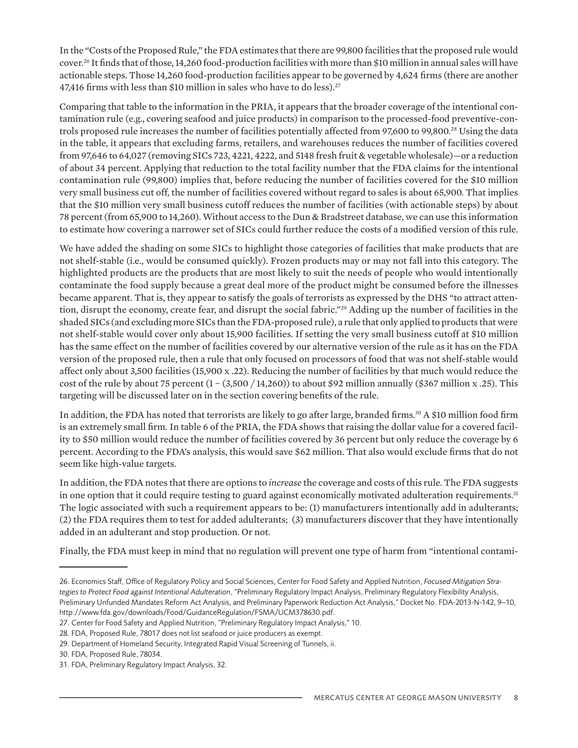In the "Costs of the Proposed Rule," the FDA estimates that there are 99,800 facilities that the proposed rule would cover.[26] It finds that of those, 14,260 food-production facilities with more than $10 million in annual sales will have actionable steps. Those 14,260 food-production facilities appear to be governed by 4,624 firms (there are another 47,416 firms with less than $10 million in sales who have to do less).[27]

Comparing that table to the information in the PRIA, it appears that the broader coverage of the intentional contamination rule (e.g., covering seafood and juice products) in comparison to the processed-food preventive-controls proposed rule increases the number of facilities potentially affected from 97,600 to 99,800.[28] Using the data in the table, it appears that excluding farms, retailers, and warehouses reduces the number of facilities covered from 97,646 to 64,027 (removing SICs 723, 4221, 4222, and 5148 fresh fruit & vegetable wholesale)—or a reduction of about 34 percent. Applying that reduction to the total facility number that the FDA claims for the intentional contamination rule (99,800) implies that, before reducing the number of facilities covered for the $10 million very small business cut off, the number of facilities covered without regard to sales is about 65,900. That implies that the $10 million very small business cutoff reduces the number of facilities (with actionable steps) by about 78 percent (from 65,900 to 14,260). Without access to the Dun & Bradstreet database, we can use this information to estimate how covering a narrower set of SICs could further reduce the costs of a modified version of this rule.

We have added the shading on some SICs to highlight those categories of facilities that make products that are not shelf-stable (i.e., would be consumed quickly). Frozen products may or may not fall into this category. The highlighted products are the products that are most likely to suit the needs of people who would intentionally contaminate the food supply because a great deal more of the product might be consumed before the illnesses became apparent. That is, they appear to satisfy the goals of terrorists as expressed by the DHS "to attract attention, disrupt the economy, create fear, and disrupt the social fabric."[29] Adding up the number of facilities in the shaded SICs (and excluding more SICs than the FDA-proposed rule), a rule that only applied to products that were not shelf-stable would cover only about 15,900 facilities. If setting the very small business cutoff at $10 million has the same effect on the number of facilities covered by our alternative version of the rule as it has on the FDA version of the proposed rule, then a rule that only focused on processors of food that was not shelf-stable would affect only about 3,500 facilities (15,900 x .22). Reducing the number of facilities by that much would reduce the cost of the rule by about 75 percent (1 − (3,500 / 14,260)) to about $92 million annually ($367 million x .25). This targeting will be discussed later on in the section covering benefits of the rule.

In addition, the FDA has noted that terrorists are likely to go after large, branded firms.[30] A $10 million food firm is an extremely small firm. In table 6 of the PRIA, the FDA shows that raising the dollar value for a covered facility to $50 million would reduce the number of facilities covered by 36 percent but only reduce the coverage by 6 percent. According to the FDA's analysis, this would save $62 million. That also would exclude firms that do not seem like high-value targets.

In addition, the FDA notes that there are options to *increase* the coverage and costs of this rule. The FDA suggests in one option that it could require testing to guard against economically motivated adulteration requirements.[31] The logic associated with such a requirement appears to be: (1) manufacturers intentionally add in adulterants; (2) the FDA requires them to test for added adulterants; (3) manufacturers discover that they have intentionally added in an adulterant and stop production. Or not.

Finally, the FDA must keep in mind that no regulation will prevent one type of harm from "intentional contami-

---

26. Economics Staff, Office of Regulatory Policy and Social Sciences, Center for Food Safety and Applied Nutrition, *Focused Mitigation Strategies to Protect Food against Intentional Adulteration*, "Preliminary Regulatory Impact Analysis, Preliminary Regulatory Flexibility Analysis, Preliminary Unfunded Mandates Reform Act Analysis, and Preliminary Paperwork Reduction Act Analysis," Docket No. FDA-2013-N-142, 9–10, http://www.fda.gov/downloads/Food/GuidanceRegulation/FSMA/UCM378630.pdf.
27. Center for Food Safety and Applied Nutrition, "Preliminary Regulatory Impact Analysis," 10.
28. FDA, Proposed Rule, 78017 does not list seafood or juice producers as exempt.
29. Department of Homeland Security, Integrated Rapid Visual Screening of Tunnels, ii.
30. FDA, Proposed Rule, 78034.
31. FDA, Preliminary Regulatory Impact Analysis, 32.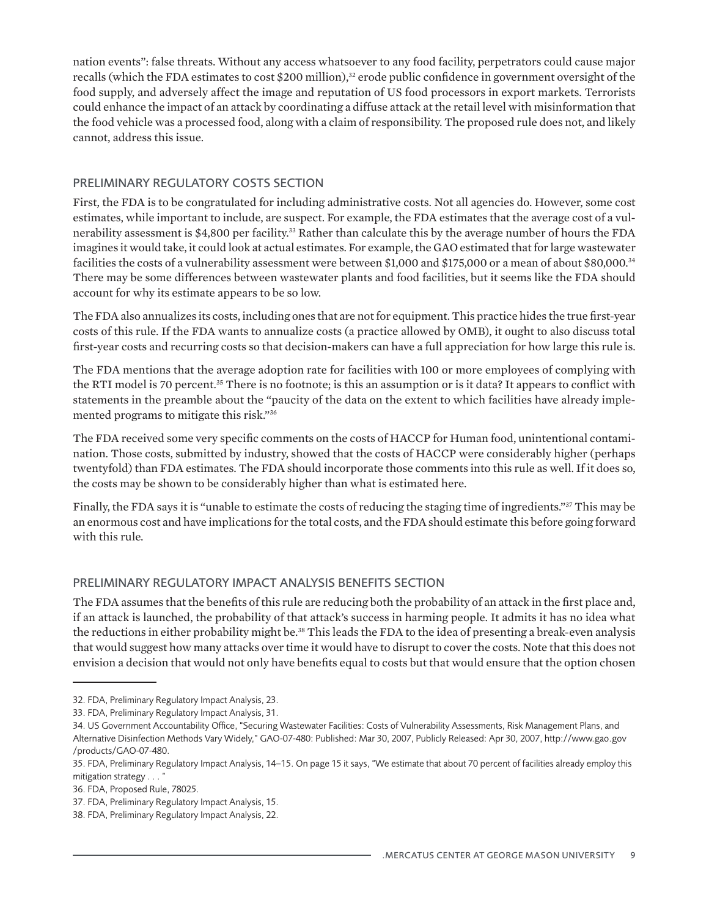nation events": false threats. Without any access whatsoever to any food facility, perpetrators could cause major recalls (which the FDA estimates to cost $200 million),[32] erode public confidence in government oversight of the food supply, and adversely affect the image and reputation of US food processors in export markets. Terrorists could enhance the impact of an attack by coordinating a diffuse attack at the retail level with misinformation that the food vehicle was a processed food, along with a claim of responsibility. The proposed rule does not, and likely cannot, address this issue.

## PRELIMINARY REGULATORY COSTS SECTION

First, the FDA is to be congratulated for including administrative costs. Not all agencies do. However, some cost estimates, while important to include, are suspect. For example, the FDA estimates that the average cost of a vulnerability assessment is $4,800 per facility.[33] Rather than calculate this by the average number of hours the FDA imagines it would take, it could look at actual estimates. For example, the GAO estimated that for large wastewater facilities the costs of a vulnerability assessment were between $1,000 and $175,000 or a mean of about $80,000.[34] There may be some differences between wastewater plants and food facilities, but it seems like the FDA should account for why its estimate appears to be so low.

The FDA also annualizes its costs, including ones that are not for equipment. This practice hides the true first-year costs of this rule. If the FDA wants to annualize costs (a practice allowed by OMB), it ought to also discuss total first-year costs and recurring costs so that decision-makers can have a full appreciation for how large this rule is.

The FDA mentions that the average adoption rate for facilities with 100 or more employees of complying with the RTI model is 70 percent.[35] There is no footnote; is this an assumption or is it data? It appears to conflict with statements in the preamble about the "paucity of the data on the extent to which facilities have already implemented programs to mitigate this risk."[36]

The FDA received some very specific comments on the costs of HACCP for Human food, unintentional contamination. Those costs, submitted by industry, showed that the costs of HACCP were considerably higher (perhaps twentyfold) than FDA estimates. The FDA should incorporate those comments into this rule as well. If it does so, the costs may be shown to be considerably higher than what is estimated here.

Finally, the FDA says it is "unable to estimate the costs of reducing the staging time of ingredients."[37] This may be an enormous cost and have implications for the total costs, and the FDA should estimate this before going forward with this rule.

## PRELIMINARY REGULATORY IMPACT ANALYSIS BENEFITS SECTION

The FDA assumes that the benefits of this rule are reducing both the probability of an attack in the first place and, if an attack is launched, the probability of that attack's success in harming people. It admits it has no idea what the reductions in either probability might be.[38] This leads the FDA to the idea of presenting a break-even analysis that would suggest how many attacks over time it would have to disrupt to cover the costs. Note that this does not envision a decision that would not only have benefits equal to costs but that would ensure that the option chosen

---

32. FDA, Preliminary Regulatory Impact Analysis, 23.

33. FDA, Preliminary Regulatory Impact Analysis, 31.

34. US Government Accountability Office, "Securing Wastewater Facilities: Costs of Vulnerability Assessments, Risk Management Plans, and Alternative Disinfection Methods Vary Widely," GAO-07-480: Published: Mar 30, 2007, Publicly Released: Apr 30, 2007, http://www.gao.gov/products/GAO-07-480.

35. FDA, Preliminary Regulatory Impact Analysis, 14–15. On page 15 it says, "We estimate that about 70 percent of facilities already employ this mitigation strategy . . . "

36. FDA, Proposed Rule, 78025.

37. FDA, Preliminary Regulatory Impact Analysis, 15.

38. FDA, Preliminary Regulatory Impact Analysis, 22.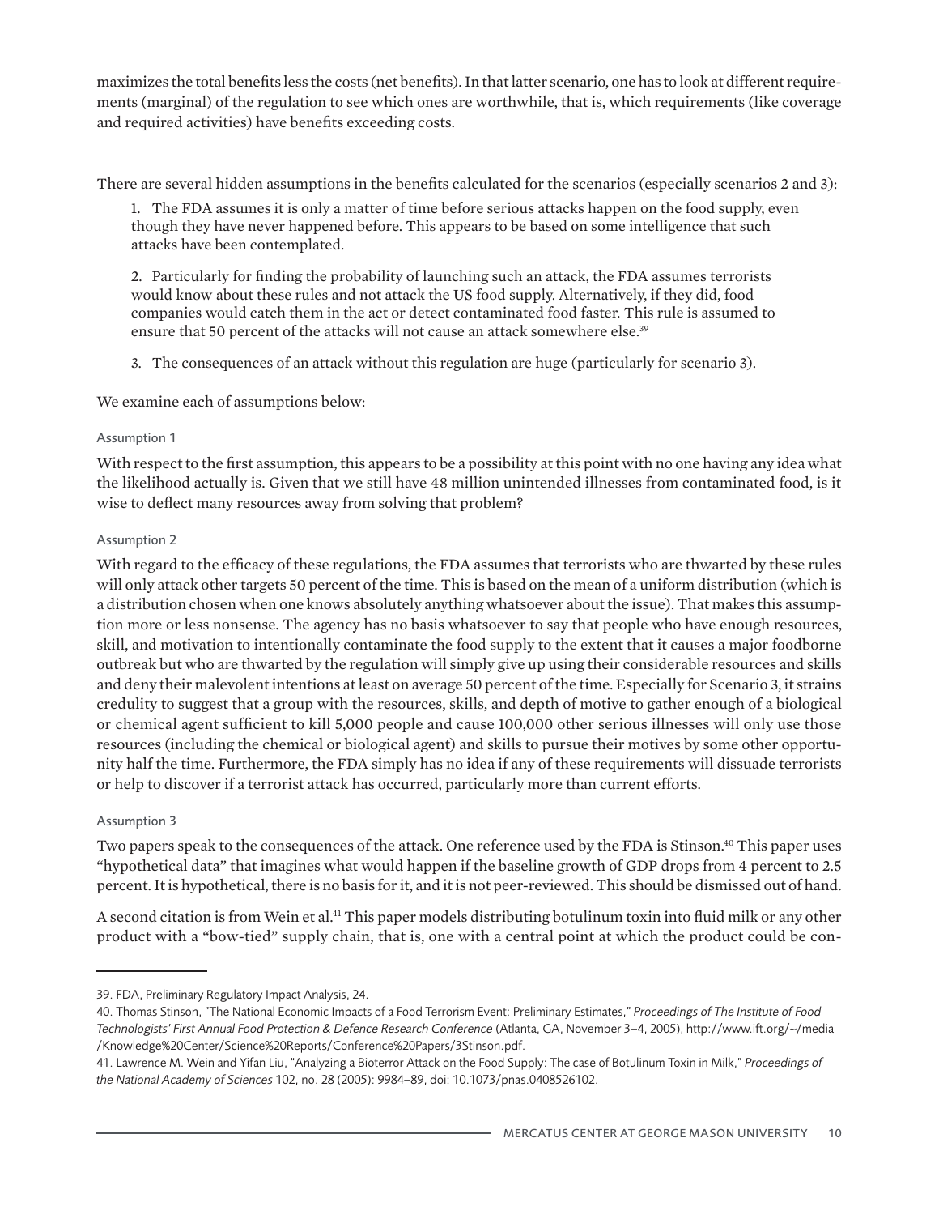maximizes the total benefits less the costs (net benefits). In that latter scenario, one has to look at different requirements (marginal) of the regulation to see which ones are worthwhile, that is, which requirements (like coverage and required activities) have benefits exceeding costs.

There are several hidden assumptions in the benefits calculated for the scenarios (especially scenarios 2 and 3):

1. The FDA assumes it is only a matter of time before serious attacks happen on the food supply, even though they have never happened before. This appears to be based on some intelligence that such attacks have been contemplated.

2. Particularly for finding the probability of launching such an attack, the FDA assumes terrorists would know about these rules and not attack the US food supply. Alternatively, if they did, food companies would catch them in the act or detect contaminated food faster. This rule is assumed to ensure that 50 percent of the attacks will not cause an attack somewhere else.[39]

3. The consequences of an attack without this regulation are huge (particularly for scenario 3).

We examine each of assumptions below:

#### Assumption 1

With respect to the first assumption, this appears to be a possibility at this point with no one having any idea what the likelihood actually is. Given that we still have 48 million unintended illnesses from contaminated food, is it wise to deflect many resources away from solving that problem?

#### Assumption 2

With regard to the efficacy of these regulations, the FDA assumes that terrorists who are thwarted by these rules will only attack other targets 50 percent of the time. This is based on the mean of a uniform distribution (which is a distribution chosen when one knows absolutely anything whatsoever about the issue). That makes this assumption more or less nonsense. The agency has no basis whatsoever to say that people who have enough resources, skill, and motivation to intentionally contaminate the food supply to the extent that it causes a major foodborne outbreak but who are thwarted by the regulation will simply give up using their considerable resources and skills and deny their malevolent intentions at least on average 50 percent of the time. Especially for Scenario 3, it strains credulity to suggest that a group with the resources, skills, and depth of motive to gather enough of a biological or chemical agent sufficient to kill 5,000 people and cause 100,000 other serious illnesses will only use those resources (including the chemical or biological agent) and skills to pursue their motives by some other opportunity half the time. Furthermore, the FDA simply has no idea if any of these requirements will dissuade terrorists or help to discover if a terrorist attack has occurred, particularly more than current efforts.

#### Assumption 3

Two papers speak to the consequences of the attack. One reference used by the FDA is Stinson.[40] This paper uses "hypothetical data" that imagines what would happen if the baseline growth of GDP drops from 4 percent to 2.5 percent. It is hypothetical, there is no basis for it, and it is not peer-reviewed. This should be dismissed out of hand.

A second citation is from Wein et al.[41] This paper models distributing botulinum toxin into fluid milk or any other product with a "bow-tied" supply chain, that is, one with a central point at which the product could be con-

---

39. FDA, Preliminary Regulatory Impact Analysis, 24.

40. Thomas Stinson, "The National Economic Impacts of a Food Terrorism Event: Preliminary Estimates," *Proceedings of The Institute of Food Technologists' First Annual Food Protection & Defence Research Conference* (Atlanta, GA, November 3–4, 2005), http://www.ift.org/~/media/Knowledge%20Center/Science%20Reports/Conference%20Papers/3Stinson.pdf.

41. Lawrence M. Wein and Yifan Liu, "Analyzing a Bioterror Attack on the Food Supply: The case of Botulinum Toxin in Milk," *Proceedings of the National Academy of Sciences* 102, no. 28 (2005): 9984–89, doi: 10.1073/pnas.0408526102.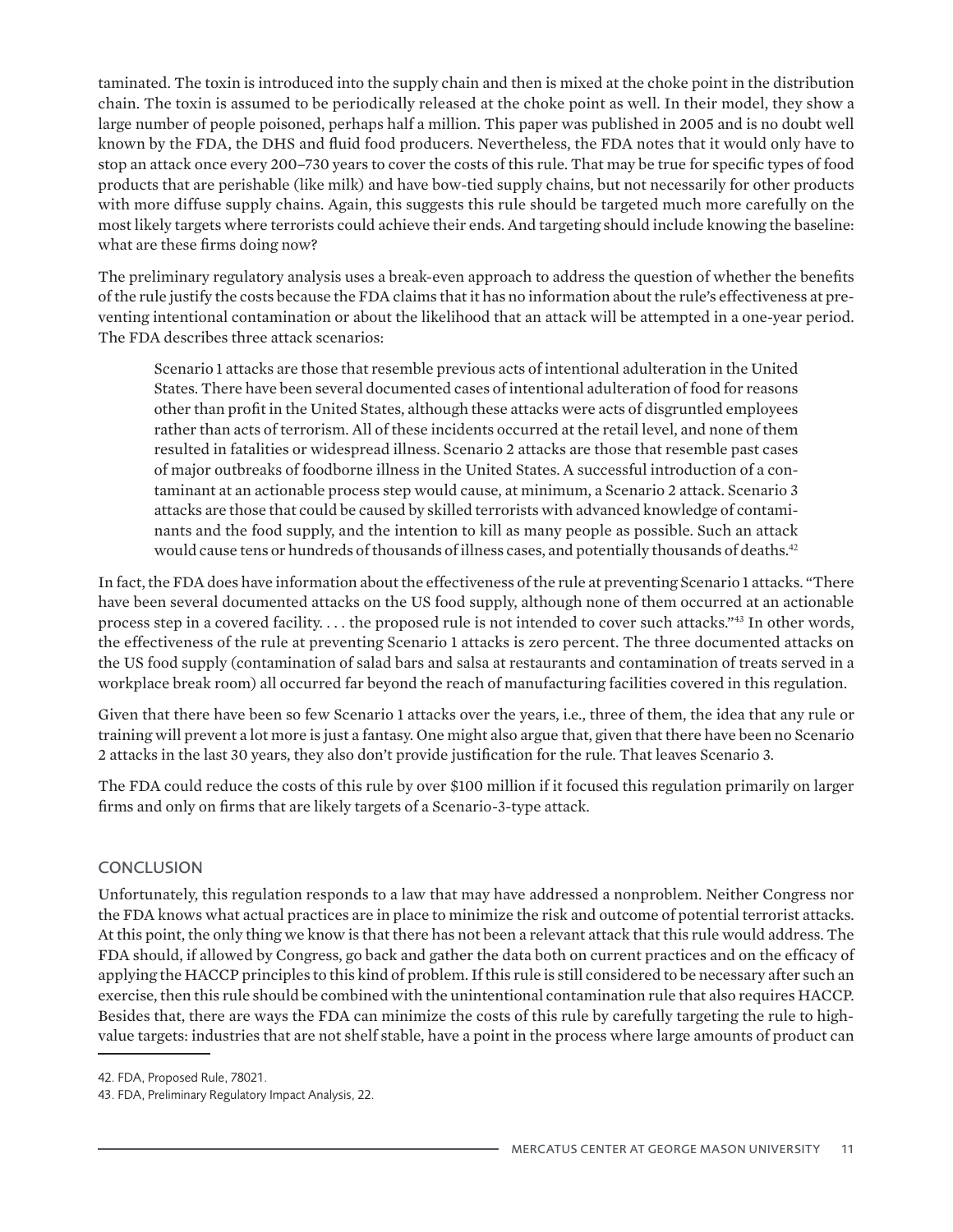taminated. The toxin is introduced into the supply chain and then is mixed at the choke point in the distribution chain. The toxin is assumed to be periodically released at the choke point as well. In their model, they show a large number of people poisoned, perhaps half a million. This paper was published in 2005 and is no doubt well known by the FDA, the DHS and fluid food producers. Nevertheless, the FDA notes that it would only have to stop an attack once every 200–730 years to cover the costs of this rule. That may be true for specific types of food products that are perishable (like milk) and have bow-tied supply chains, but not necessarily for other products with more diffuse supply chains. Again, this suggests this rule should be targeted much more carefully on the most likely targets where terrorists could achieve their ends. And targeting should include knowing the baseline: what are these firms doing now?

The preliminary regulatory analysis uses a break-even approach to address the question of whether the benefits of the rule justify the costs because the FDA claims that it has no information about the rule's effectiveness at preventing intentional contamination or about the likelihood that an attack will be attempted in a one-year period. The FDA describes three attack scenarios:

> Scenario 1 attacks are those that resemble previous acts of intentional adulteration in the United States. There have been several documented cases of intentional adulteration of food for reasons other than profit in the United States, although these attacks were acts of disgruntled employees rather than acts of terrorism. All of these incidents occurred at the retail level, and none of them resulted in fatalities or widespread illness. Scenario 2 attacks are those that resemble past cases of major outbreaks of foodborne illness in the United States. A successful introduction of a contaminant at an actionable process step would cause, at minimum, a Scenario 2 attack. Scenario 3 attacks are those that could be caused by skilled terrorists with advanced knowledge of contaminants and the food supply, and the intention to kill as many people as possible. Such an attack would cause tens or hundreds of thousands of illness cases, and potentially thousands of deaths.[42]

In fact, the FDA does have information about the effectiveness of the rule at preventing Scenario 1 attacks. "There have been several documented attacks on the US food supply, although none of them occurred at an actionable process step in a covered facility. . . . the proposed rule is not intended to cover such attacks."[43] In other words, the effectiveness of the rule at preventing Scenario 1 attacks is zero percent. The three documented attacks on the US food supply (contamination of salad bars and salsa at restaurants and contamination of treats served in a workplace break room) all occurred far beyond the reach of manufacturing facilities covered in this regulation.

Given that there have been so few Scenario 1 attacks over the years, i.e., three of them, the idea that any rule or training will prevent a lot more is just a fantasy. One might also argue that, given that there have been no Scenario 2 attacks in the last 30 years, they also don't provide justification for the rule. That leaves Scenario 3.

The FDA could reduce the costs of this rule by over $100 million if it focused this regulation primarily on larger firms and only on firms that are likely targets of a Scenario-3-type attack.

## CONCLUSION

Unfortunately, this regulation responds to a law that may have addressed a nonproblem. Neither Congress nor the FDA knows what actual practices are in place to minimize the risk and outcome of potential terrorist attacks. At this point, the only thing we know is that there has not been a relevant attack that this rule would address. The FDA should, if allowed by Congress, go back and gather the data both on current practices and on the efficacy of applying the HACCP principles to this kind of problem. If this rule is still considered to be necessary after such an exercise, then this rule should be combined with the unintentional contamination rule that also requires HACCP. Besides that, there are ways the FDA can minimize the costs of this rule by carefully targeting the rule to high-value targets: industries that are not shelf stable, have a point in the process where large amounts of product can

42. FDA, Proposed Rule, 78021.

43. FDA, Preliminary Regulatory Impact Analysis, 22.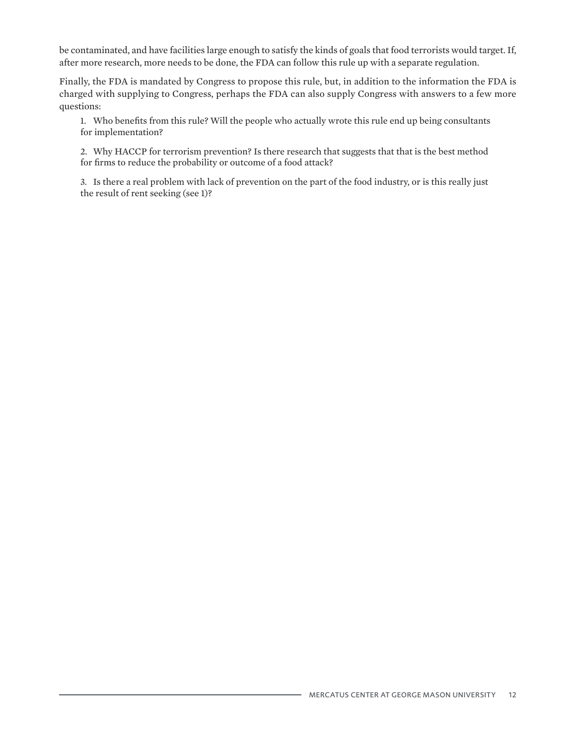be contaminated, and have facilities large enough to satisfy the kinds of goals that food terrorists would target. If, after more research, more needs to be done, the FDA can follow this rule up with a separate regulation.

Finally, the FDA is mandated by Congress to propose this rule, but, in addition to the information the FDA is charged with supplying to Congress, perhaps the FDA can also supply Congress with answers to a few more questions:

1. Who benefits from this rule? Will the people who actually wrote this rule end up being consultants for implementation?

2. Why HACCP for terrorism prevention? Is there research that suggests that that is the best method for firms to reduce the probability or outcome of a food attack?

3. Is there a real problem with lack of prevention on the part of the food industry, or is this really just the result of rent seeking (see 1)?